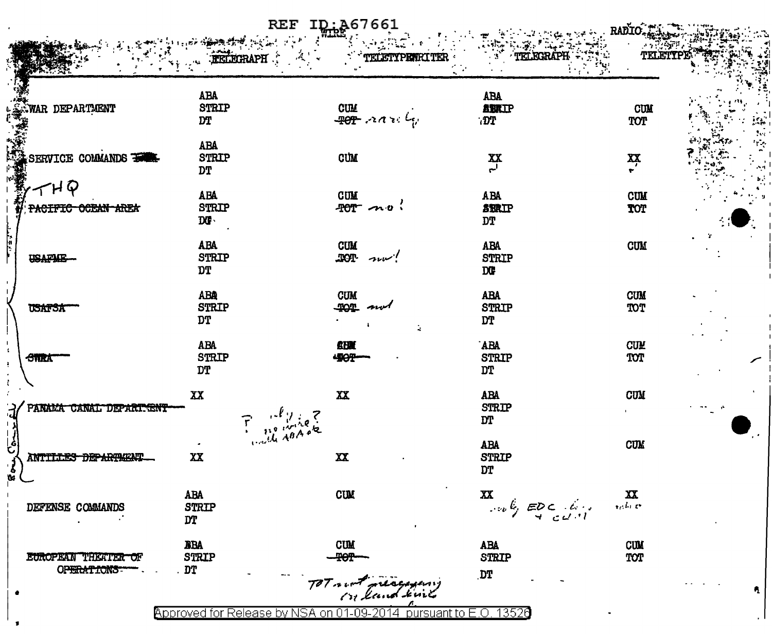REF ID:A67661

| | WIRE | | RADIO | |
|---|---|---|---|---|
| | TELEGRAPH | TELETYPEWRITER | TELEGRAPH | TELETYPE |
| WAR DEPARTMENT | ABA STRIP DT | CUM ~~TOT~~ rarely | ABA STRIP DT | CUM TOT |
| SERVICE COMMANDS | ABA STRIP DT | CUM | XX | XX |
| THQ ~~PACIFIC OCEAN AREA~~ | ABA STRIP DT | CUM ~~TOT~~ no! | ABA STRIP DT | CUM TOT |
| ~~USAFME~~ | ABA STRIP DT | CUM ~~TOT~~ no! | ABA STRIP DT | CUM |
| ~~USAFSA~~ | ABA STRIP DT | CUM ~~TOT~~ not | ABA STRIP DT | CUM TOT |
| ~~SWPA~~ | ABA STRIP DT | ~~CUM~~ ~~TOT~~ | ABA STRIP DT | CUM TOT |
| ~~PANAMA CANAL DEPARTMENT~~ | XX | XX | ABA STRIP DT | CUM |
| ~~ANTILLES DEPARTMENT~~ | XX | XX | ABA STRIP DT | CUM |
| DEFENSE COMMANDS | ABA STRIP DT | CUM | XX | XX |
| ~~EUROPEAN THEATER OF OPERATIONS~~ | ABA STRIP DT | CUM ~~TOT~~ | ABA STRIP DT | CUM TOT |

Handwritten notes: "? only no wire? with ABA ok" (Panama Canal / Antilles); "only EDC ... + c..." (Defense Commands, radio); "TOT not necessary on land line"

Approved for Release by NSA on 01-09-2014 pursuant to E.O. 13526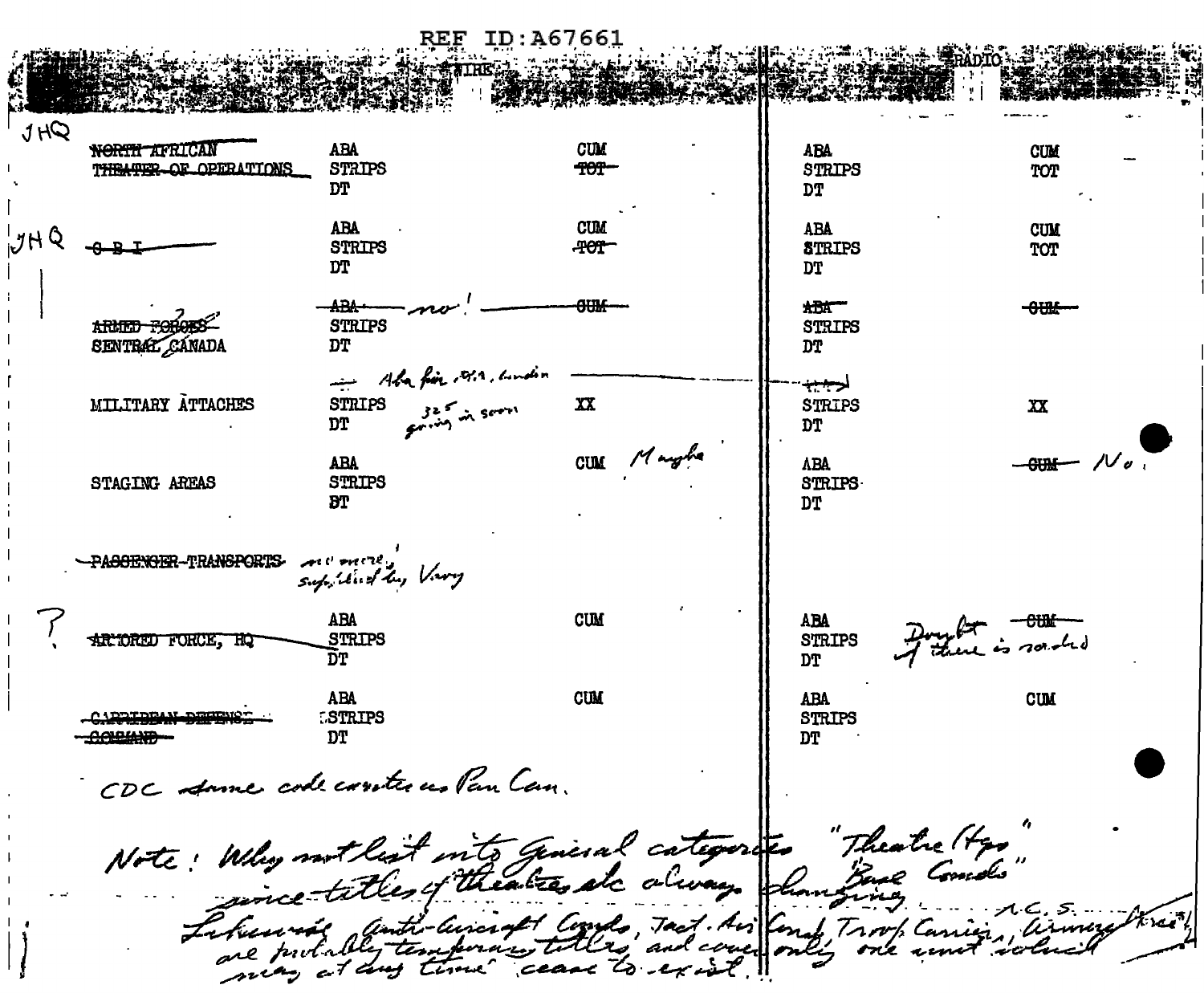REF ID:A67661

| | WIRE | | RADIO | |
|---|---|---|---|---|
| JHQ ~~NORTH AFRICAN THEATER OF OPERATIONS~~ | ABA STRIPS DT | CUM ~~TOT~~ | ABA STRIPS DT | CUM TOT |
| JHQ ~~C B I~~ | ABA STRIPS DT | CUM ~~TOT~~ | ABA STRIPS DT | CUM TOT |
| ~~ARMED FORCES~~ ? SENTRAL CANADA | ~~ABA~~ no! STRIPS DT | ~~CUM~~ | ~~ABA~~ STRIPS DT | ~~CUM~~ |
| MILITARY ATTACHES | Aba for M.A. London STRIPS DT (325 going in soon) | XX | STRIPS DT | XX |
| STAGING AREAS | ABA STRIPS DT | CUM Maybe | ABA STRIPS DT | ~~CUM~~ No. |
| ~~PASSENGER TRANSPORTS~~ no more, supplied by Navy | | | | |
| ? ~~ARMORED FORCE, HQ~~ | ABA STRIPS DT | CUM | ABA STRIPS DT | ~~CUM~~ Doubt if there is radio |
| ~~CARRIBEAN DEFENSE COMMAND~~ | ABA STRIPS DT | CUM | ABA STRIPS DT | CUM |

CDC same code area as Pan Can.

Note: Why not list into General categories "Theatre Hqs" "Base Comds" since titles of theatres etc always changing. Likewise Anti-Aircraft Comds, Tact. Air Comd, Troop Carrier, Airways Force, N.C.S. are probably temporary titles, and cover only one unit which may at any time cease to exist.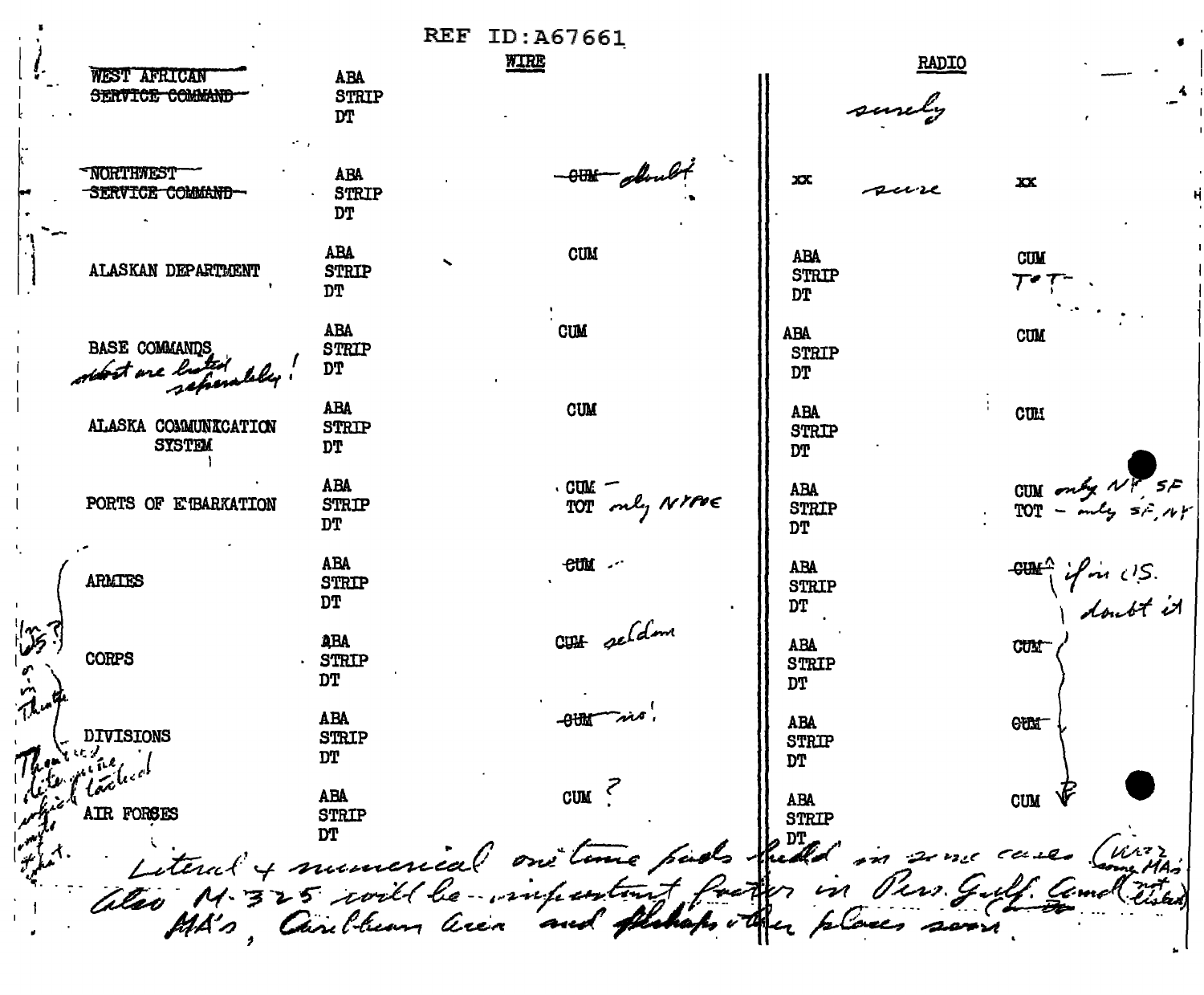REF ID:A67661

| | WIRE | | RADIO | |
|---|---|---|---|---|
| ~~WEST AFRICAN SERVICE COMMAND~~ | ABA STRIP DT | | *surely* | |
| ~~NORTHWEST SERVICE COMMAND~~ | ABA STRIP DT | ~~CUM~~ *doubt* | xx *sure* | xx |
| ALASKAN DEPARTMENT | ABA STRIP DT | CUM | ABA STRIP DT | CUM *TOT* |
| BASE COMMANDS *most are listed separately!* | ABA STRIP DT | CUM | ABA STRIP DT | CUM |
| ALASKA COMMUNICATION SYSTEM | ABA STRIP DT | CUM | ABA STRIP DT | CUM |
| PORTS OF EMBARKATION | ABA STRIP DT | CUM – TOT *only NYPOE* | ABA STRIP DT | CUM *only NY, SF* TOT – *only SF, NY* |
| ARMIES | ABA STRIP DT | ~~CUM~~ | ABA STRIP DT | ~~CUM~~ *if in US. doubt it* |
| CORPS | ABA STRIP DT | ~~CUM~~ *seldom* | ABA STRIP DT | ~~CUM~~ |
| DIVISIONS | ABA STRIP DT | ~~CUM~~ *no!* | ABA STRIP DT | ~~CUM~~ |
| AIR FORCES | ABA STRIP DT | CUM ? | ABA STRIP DT | CUM |

*(margin notes: In US? or in Theatre — Theatres literature would indicate which is what.)*

*Literal + numerical one time pads held in some cases (Wire among MA's). Also M-325 will be important factor in Pers. Gulf Command (not listed) MA's, Caribbean area and perhaps other places soon.*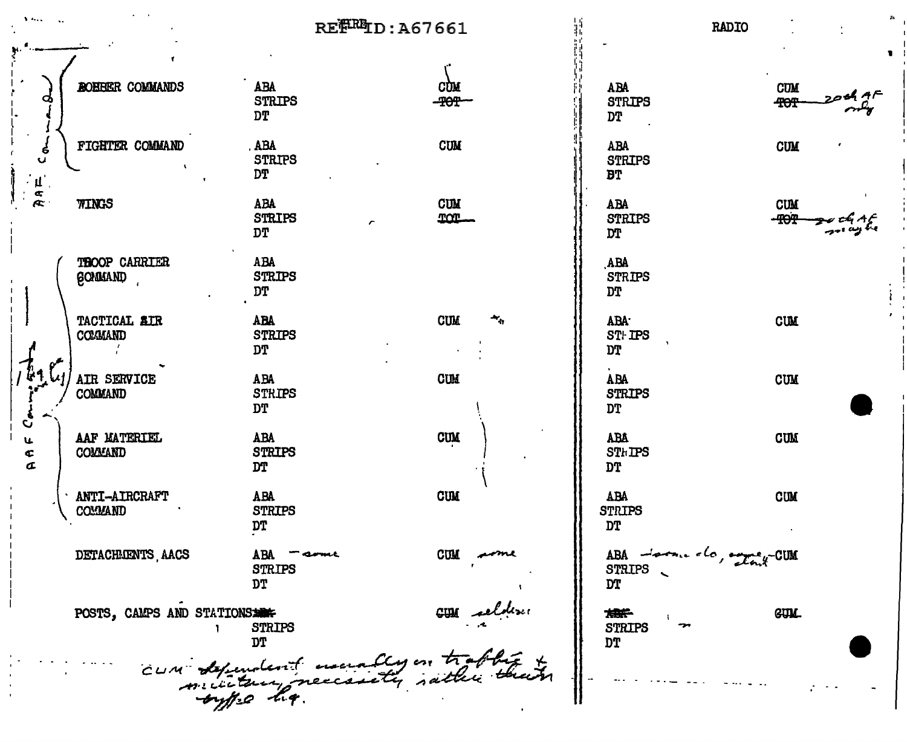REF ID:A67661

| | | | RADIO | |
|---|---|---|---|---|
| BOMBER COMMANDS | ABA STRIPS DT | CUM ~~TOT~~ | ABA STRIPS DT | CUM ~~TOT~~ 20th AF only |
| FIGHTER COMMAND | ABA STRIPS DT | CUM | ABA STRIPS DT | CUM |
| WINGS | ABA STRIPS DT | CUM ~~TOT~~ | ABA STRIPS DT | CUM ~~TOT~~ 20th AF maybe |
| TROOP CARRIER COMMAND | ABA STRIPS DT | | ABA STRIPS DT | |
| TACTICAL AIR COMMAND | ABA STRIPS DT | CUM | ABA STRIPS DT | CUM |
| AIR SERVICE COMMAND | ABA STRIPS DT | CUM | ABA STRIPS DT | CUM |
| AAF MATERIEL COMMAND | ABA STRIPS DT | CUM | ABA STRIPS DT | CUM |
| ANTI-AIRCRAFT COMMAND | ABA STRIPS DT | CUM | ABA STRIPS DT | CUM |
| DETACHMENTS, AACS | ABA — some STRIPS DT | CUM some | ABA — some do, some don't STRIPS DT | CUM |
| POSTS, CAMPS AND STATIONS | ~~ABA~~ STRIPS DT | CUM seldom | ~~ABA~~ STRIPS DT | CUM |

(Margin notes: "AAF Commands" bracketing Bomber and Fighter Commands; "AAF Commands" and "Hq AAF Commands" bracketing Troop Carrier through Anti-Aircraft Command.)

CUM dependent usually on traffic + military necessity rather than traffic hq.